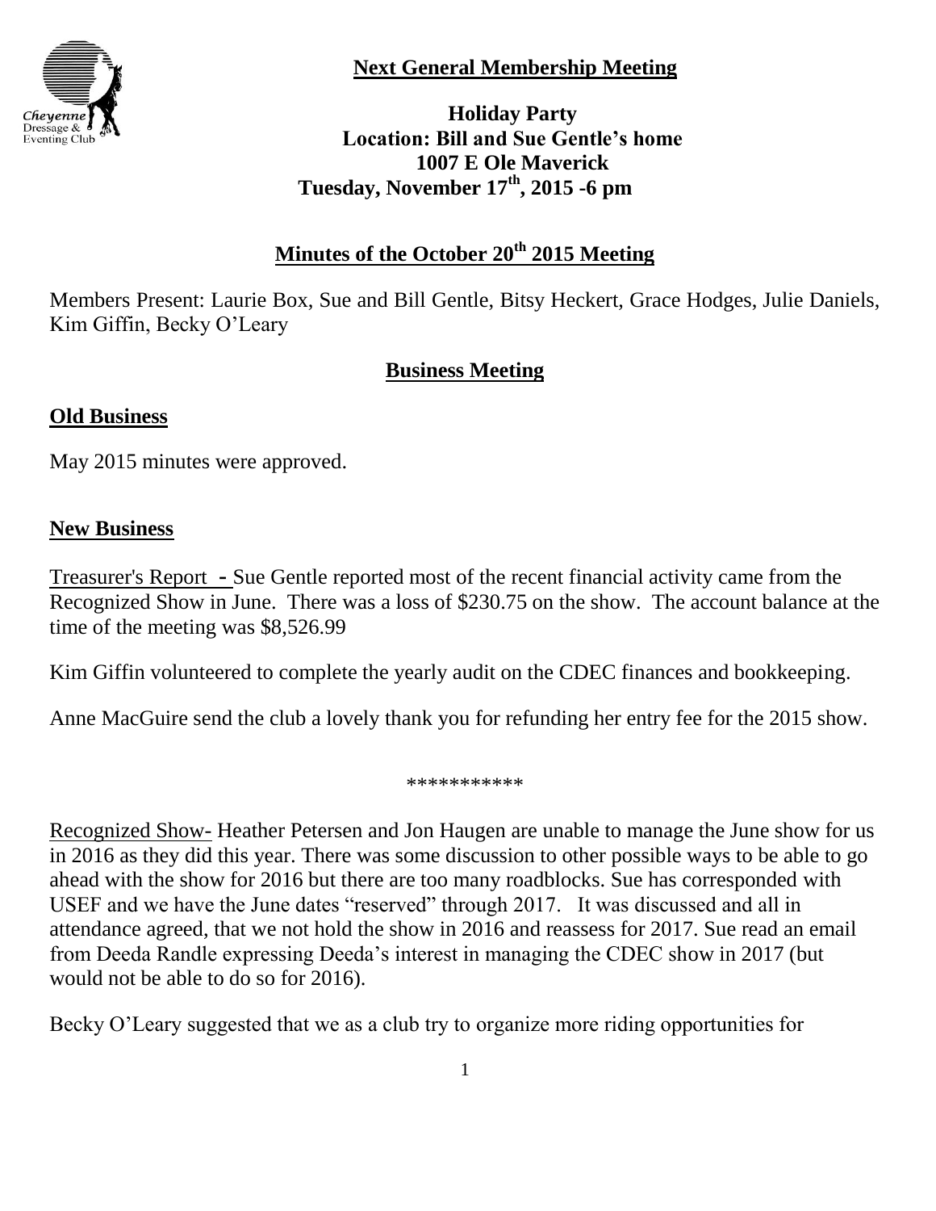## Next General Membership Meeting

**Holiday Party**
**Location: Bill and Sue Gentle's home**
**1007 E Ole Maverick**
**Tuesday, November 17th, 2015 -6 pm**

## Minutes of the October 20th 2015 Meeting

Members Present: Laurie Box, Sue and Bill Gentle, Bitsy Heckert, Grace Hodges, Julie Daniels, Kim Giffin, Becky O'Leary

## Business Meeting

### Old Business

May 2015 minutes were approved.

### New Business

Treasurer's Report - Sue Gentle reported most of the recent financial activity came from the Recognized Show in June. There was a loss of $230.75 on the show. The account balance at the time of the meeting was $8,526.99

Kim Giffin volunteered to complete the yearly audit on the CDEC finances and bookkeeping.

Anne MacGuire send the club a lovely thank you for refunding her entry fee for the 2015 show.

***********

Recognized Show- Heather Petersen and Jon Haugen are unable to manage the June show for us in 2016 as they did this year. There was some discussion to other possible ways to be able to go ahead with the show for 2016 but there are too many roadblocks. Sue has corresponded with USEF and we have the June dates "reserved" through 2017. It was discussed and all in attendance agreed, that we not hold the show in 2016 and reassess for 2017. Sue read an email from Deeda Randle expressing Deeda's interest in managing the CDEC show in 2017 (but would not be able to do so for 2016).

Becky O'Leary suggested that we as a club try to organize more riding opportunities for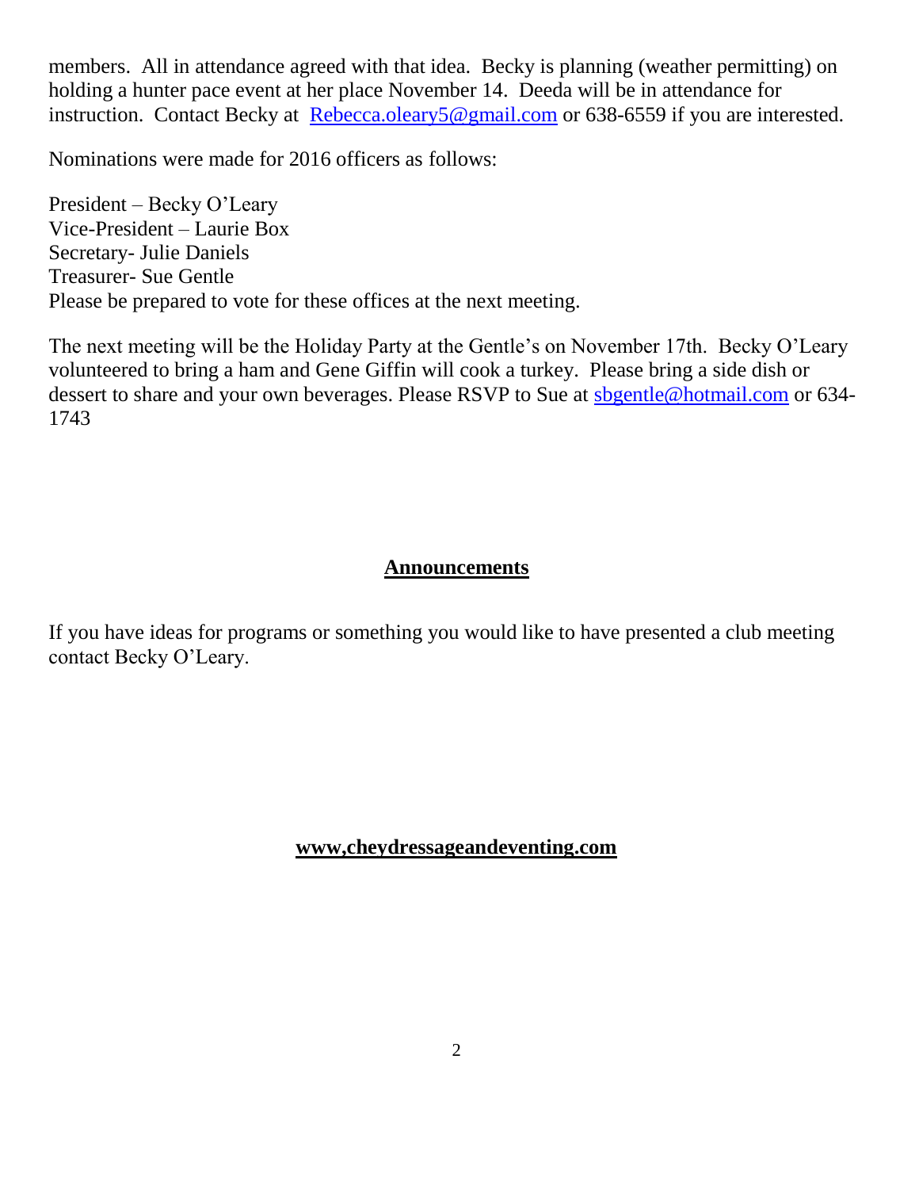members. All in attendance agreed with that idea. Becky is planning (weather permitting) on holding a hunter pace event at her place November 14. Deeda will be in attendance for instruction. Contact Becky at Rebecca.oleary5@gmail.com or 638-6559 if you are interested.

Nominations were made for 2016 officers as follows:

President – Becky O'Leary
Vice-President – Laurie Box
Secretary- Julie Daniels
Treasurer- Sue Gentle
Please be prepared to vote for these offices at the next meeting.

The next meeting will be the Holiday Party at the Gentle's on November 17th. Becky O'Leary volunteered to bring a ham and Gene Giffin will cook a turkey. Please bring a side dish or dessert to share and your own beverages. Please RSVP to Sue at sbgentle@hotmail.com or 634-1743

## Announcements

If you have ideas for programs or something you would like to have presented a club meeting contact Becky O'Leary.

**www,cheydressageandeventing.com**